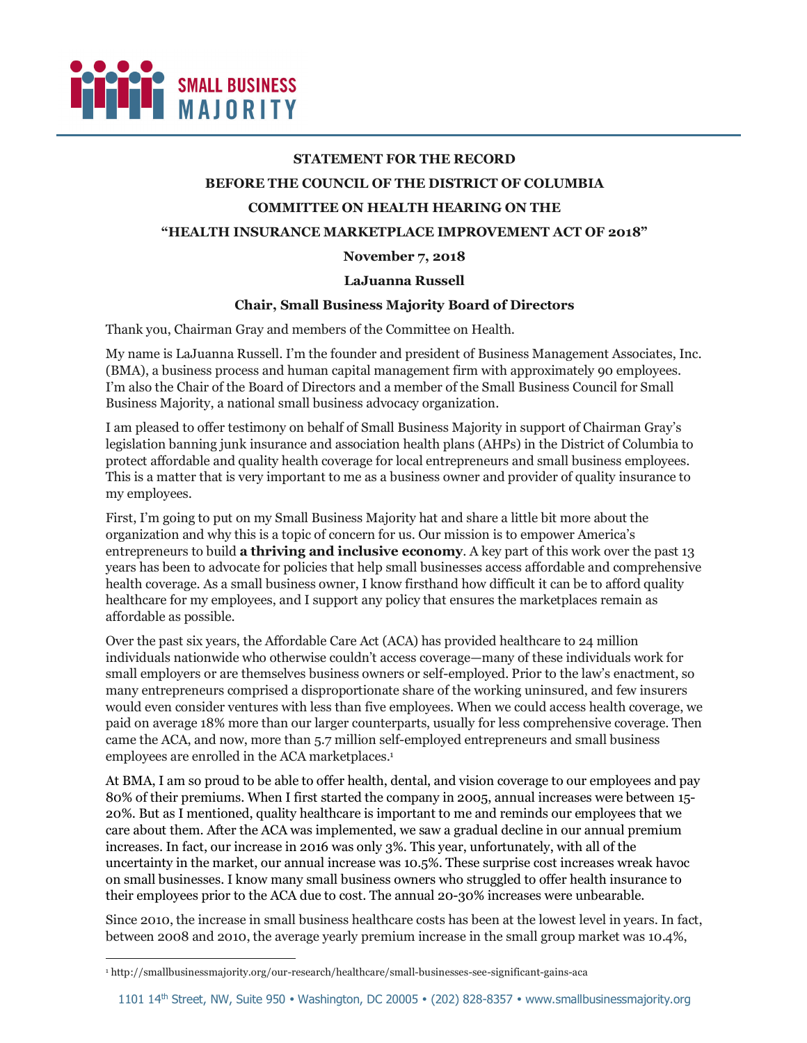**STATEMENT FOR THE RECORD**

**BEFORE THE COUNCIL OF THE DISTRICT OF COLUMBIA**

**COMMITTEE ON HEALTH HEARING ON THE**

**"HEALTH INSURANCE MARKETPLACE IMPROVEMENT ACT OF 2018"**

**November 7, 2018**

**LaJuanna Russell**

**Chair, Small Business Majority Board of Directors**

Thank you, Chairman Gray and members of the Committee on Health.

My name is LaJuanna Russell. I'm the founder and president of Business Management Associates, Inc. (BMA), a business process and human capital management firm with approximately 90 employees. I'm also the Chair of the Board of Directors and a member of the Small Business Council for Small Business Majority, a national small business advocacy organization.

I am pleased to offer testimony on behalf of Small Business Majority in support of Chairman Gray's legislation banning junk insurance and association health plans (AHPs) in the District of Columbia to protect affordable and quality health coverage for local entrepreneurs and small business employees. This is a matter that is very important to me as a business owner and provider of quality insurance to my employees.

First, I'm going to put on my Small Business Majority hat and share a little bit more about the organization and why this is a topic of concern for us. Our mission is to empower America's entrepreneurs to build **a thriving and inclusive economy**. A key part of this work over the past 13 years has been to advocate for policies that help small businesses access affordable and comprehensive health coverage. As a small business owner, I know firsthand how difficult it can be to afford quality healthcare for my employees, and I support any policy that ensures the marketplaces remain as affordable as possible.

Over the past six years, the Affordable Care Act (ACA) has provided healthcare to 24 million individuals nationwide who otherwise couldn't access coverage—many of these individuals work for small employers or are themselves business owners or self-employed. Prior to the law's enactment, so many entrepreneurs comprised a disproportionate share of the working uninsured, and few insurers would even consider ventures with less than five employees. When we could access health coverage, we paid on average 18% more than our larger counterparts, usually for less comprehensive coverage. Then came the ACA, and now, more than 5.7 million self-employed entrepreneurs and small business employees are enrolled in the ACA marketplaces.[1]

At BMA, I am so proud to be able to offer health, dental, and vision coverage to our employees and pay 80% of their premiums. When I first started the company in 2005, annual increases were between 15-20%. But as I mentioned, quality healthcare is important to me and reminds our employees that we care about them. After the ACA was implemented, we saw a gradual decline in our annual premium increases. In fact, our increase in 2016 was only 3%. This year, unfortunately, with all of the uncertainty in the market, our annual increase was 10.5%. These surprise cost increases wreak havoc on small businesses. I know many small business owners who struggled to offer health insurance to their employees prior to the ACA due to cost. The annual 20-30% increases were unbearable.

Since 2010, the increase in small business healthcare costs has been at the lowest level in years. In fact, between 2008 and 2010, the average yearly premium increase in the small group market was 10.4%,

[1] http://smallbusinessmajority.org/our-research/healthcare/small-businesses-see-significant-gains-aca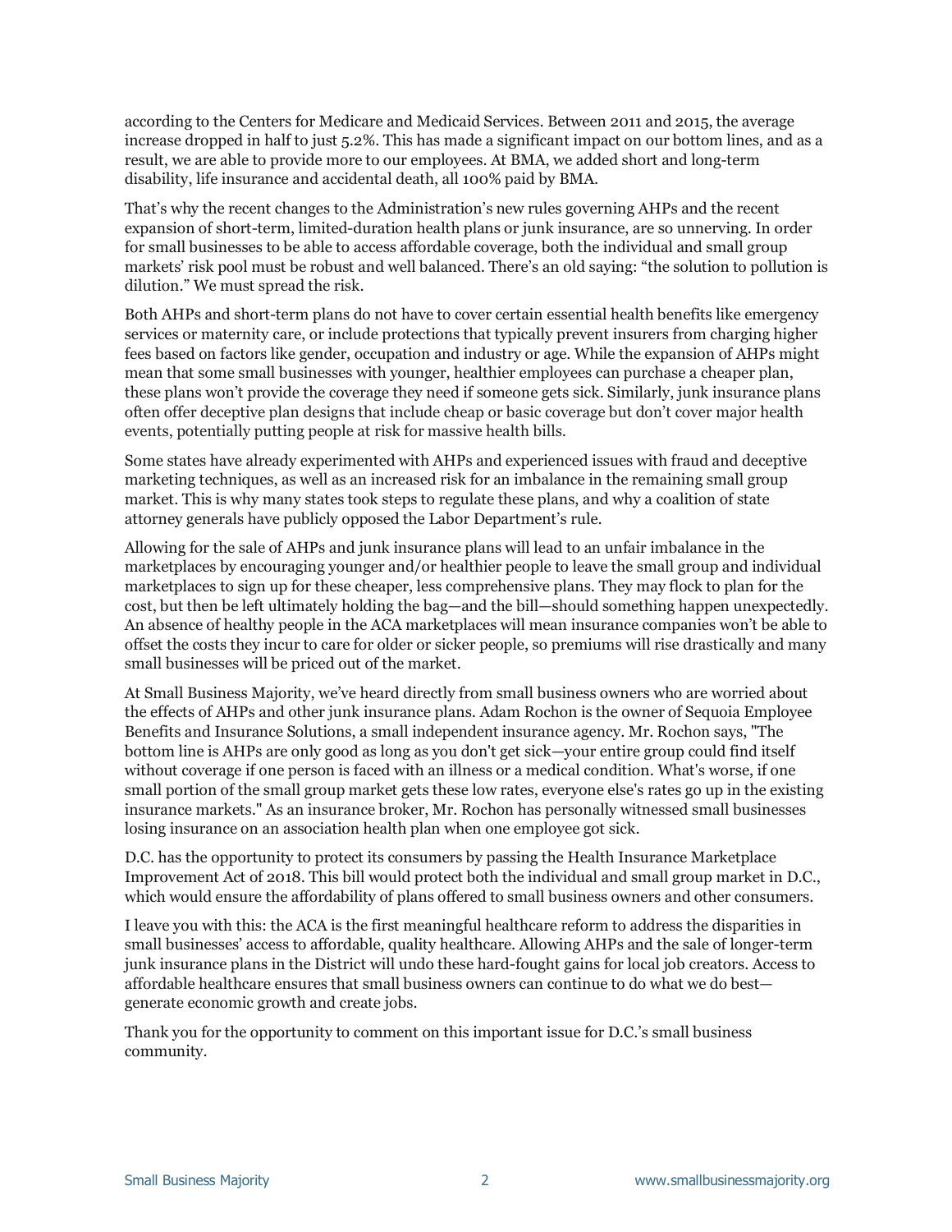according to the Centers for Medicare and Medicaid Services. Between 2011 and 2015, the average increase dropped in half to just 5.2%. This has made a significant impact on our bottom lines, and as a result, we are able to provide more to our employees. At BMA, we added short and long-term disability, life insurance and accidental death, all 100% paid by BMA.

That's why the recent changes to the Administration's new rules governing AHPs and the recent expansion of short-term, limited-duration health plans or junk insurance, are so unnerving. In order for small businesses to be able to access affordable coverage, both the individual and small group markets' risk pool must be robust and well balanced. There's an old saying: "the solution to pollution is dilution." We must spread the risk.

Both AHPs and short-term plans do not have to cover certain essential health benefits like emergency services or maternity care, or include protections that typically prevent insurers from charging higher fees based on factors like gender, occupation and industry or age. While the expansion of AHPs might mean that some small businesses with younger, healthier employees can purchase a cheaper plan, these plans won't provide the coverage they need if someone gets sick. Similarly, junk insurance plans often offer deceptive plan designs that include cheap or basic coverage but don't cover major health events, potentially putting people at risk for massive health bills.

Some states have already experimented with AHPs and experienced issues with fraud and deceptive marketing techniques, as well as an increased risk for an imbalance in the remaining small group market. This is why many states took steps to regulate these plans, and why a coalition of state attorney generals have publicly opposed the Labor Department's rule.

Allowing for the sale of AHPs and junk insurance plans will lead to an unfair imbalance in the marketplaces by encouraging younger and/or healthier people to leave the small group and individual marketplaces to sign up for these cheaper, less comprehensive plans. They may flock to plan for the cost, but then be left ultimately holding the bag—and the bill—should something happen unexpectedly. An absence of healthy people in the ACA marketplaces will mean insurance companies won't be able to offset the costs they incur to care for older or sicker people, so premiums will rise drastically and many small businesses will be priced out of the market.

At Small Business Majority, we've heard directly from small business owners who are worried about the effects of AHPs and other junk insurance plans. Adam Rochon is the owner of Sequoia Employee Benefits and Insurance Solutions, a small independent insurance agency. Mr. Rochon says, "The bottom line is AHPs are only good as long as you don't get sick—your entire group could find itself without coverage if one person is faced with an illness or a medical condition. What's worse, if one small portion of the small group market gets these low rates, everyone else's rates go up in the existing insurance markets." As an insurance broker, Mr. Rochon has personally witnessed small businesses losing insurance on an association health plan when one employee got sick.

D.C. has the opportunity to protect its consumers by passing the Health Insurance Marketplace Improvement Act of 2018. This bill would protect both the individual and small group market in D.C., which would ensure the affordability of plans offered to small business owners and other consumers.

I leave you with this: the ACA is the first meaningful healthcare reform to address the disparities in small businesses' access to affordable, quality healthcare. Allowing AHPs and the sale of longer-term junk insurance plans in the District will undo these hard-fought gains for local job creators. Access to affordable healthcare ensures that small business owners can continue to do what we do best—generate economic growth and create jobs.

Thank you for the opportunity to comment on this important issue for D.C.'s small business community.